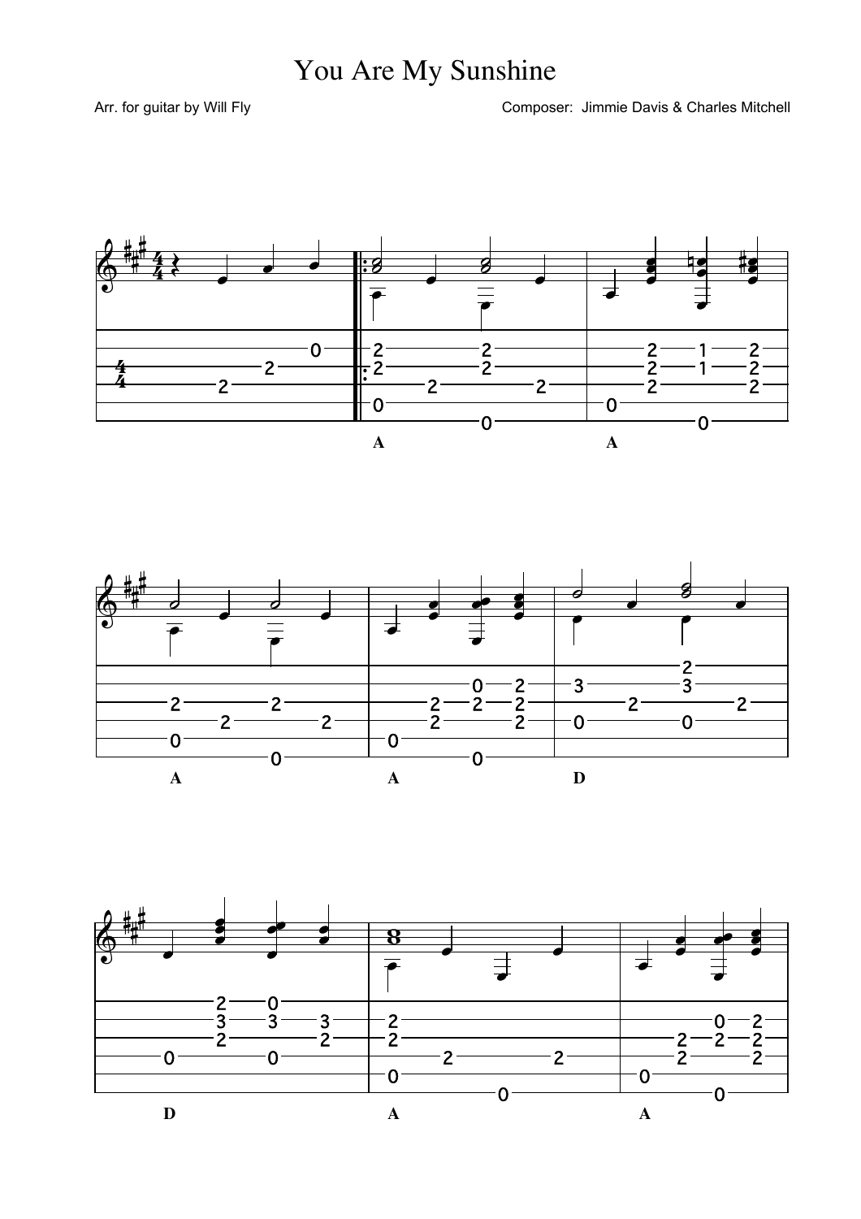# You Are My Sunshine

Arr. for guitar by Will Fly

Composer: Jimmie Davis & Charles Mitchell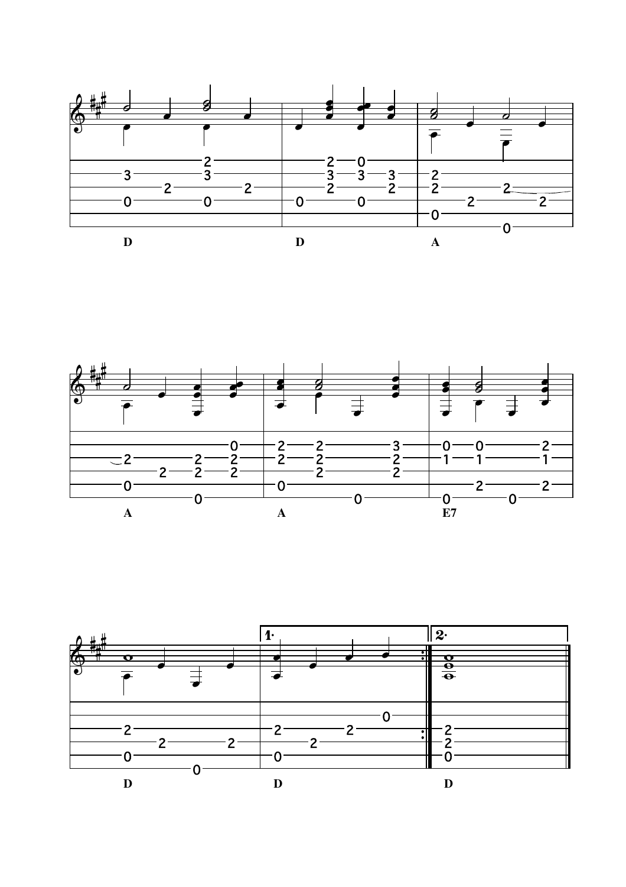D D A

A A E7

D D D